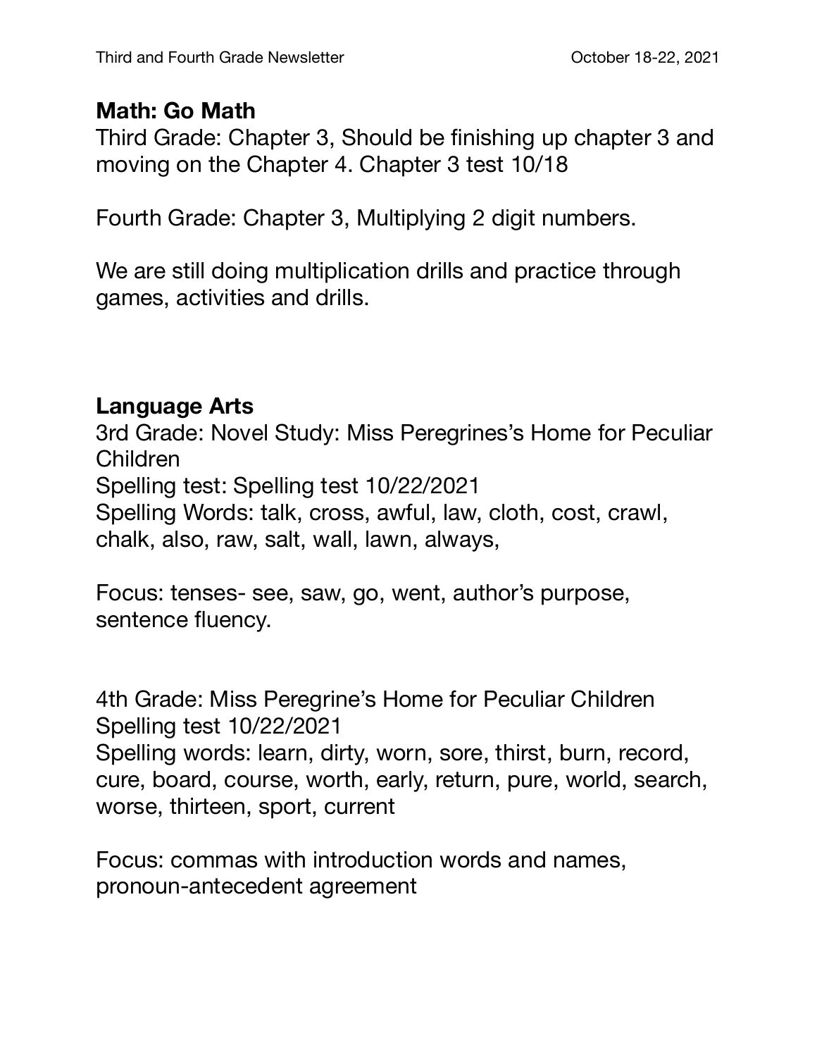## Math: Go Math

Third Grade: Chapter 3, Should be finishing up chapter 3 and moving on the Chapter 4. Chapter 3 test 10/18

Fourth Grade: Chapter 3, Multiplying 2 digit numbers.

We are still doing multiplication drills and practice through games, activities and drills.

## Language Arts

3rd Grade: Novel Study: Miss Peregrines's Home for Peculiar Children
Spelling test: Spelling test 10/22/2021
Spelling Words: talk, cross, awful, law, cloth, cost, crawl, chalk, also, raw, salt, wall, lawn, always,

Focus: tenses- see, saw, go, went, author's purpose, sentence fluency.

4th Grade: Miss Peregrine's Home for Peculiar Children
Spelling test 10/22/2021
Spelling words: learn, dirty, worn, sore, thirst, burn, record, cure, board, course, worth, early, return, pure, world, search, worse, thirteen, sport, current

Focus: commas with introduction words and names, pronoun-antecedent agreement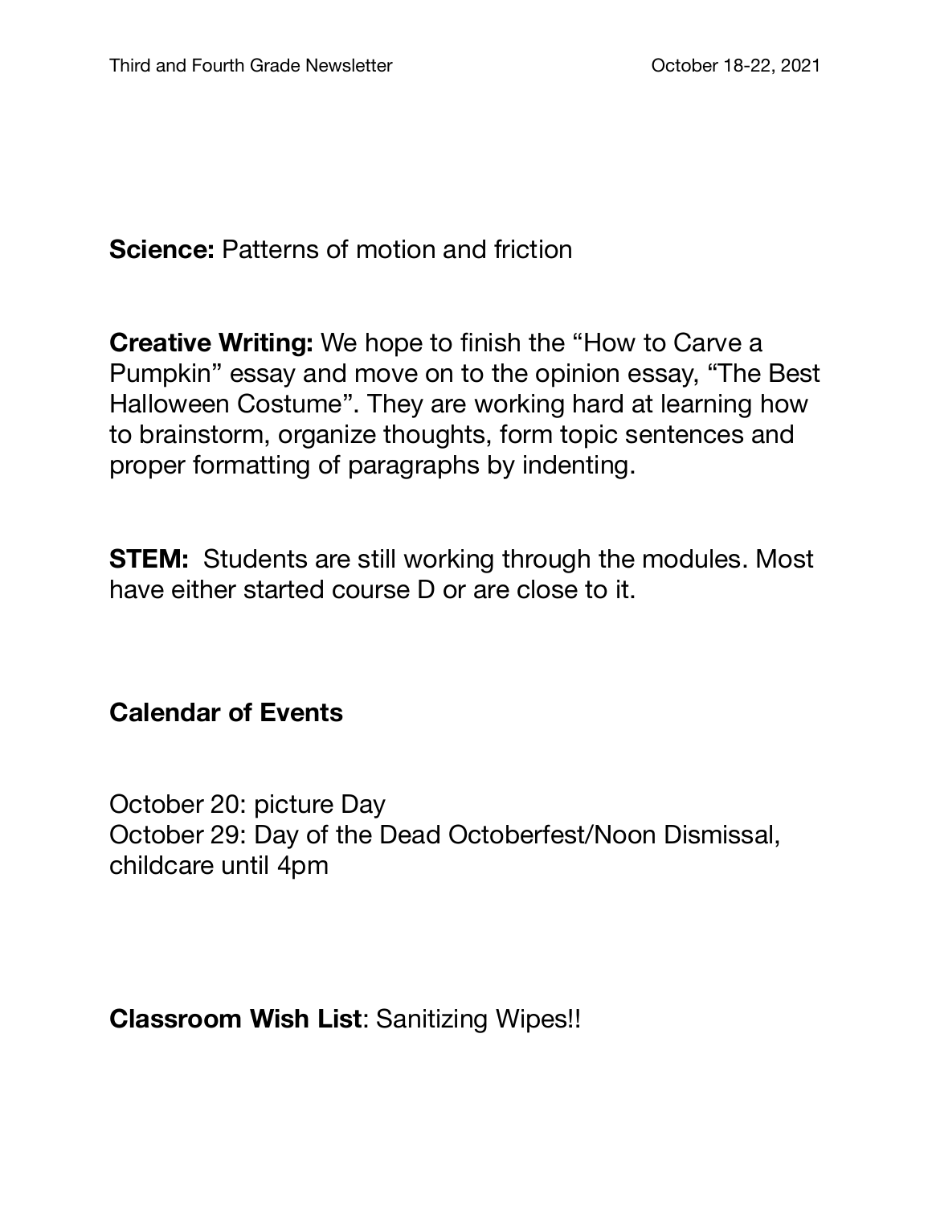**Science:** Patterns of motion and friction

**Creative Writing:** We hope to finish the "How to Carve a Pumpkin" essay and move on to the opinion essay, "The Best Halloween Costume". They are working hard at learning how to brainstorm, organize thoughts, form topic sentences and proper formatting of paragraphs by indenting.

**STEM:** Students are still working through the modules. Most have either started course D or are close to it.

**Calendar of Events**

October 20: picture Day
October 29: Day of the Dead Octoberfest/Noon Dismissal, childcare until 4pm

**Classroom Wish List**: Sanitizing Wipes!!